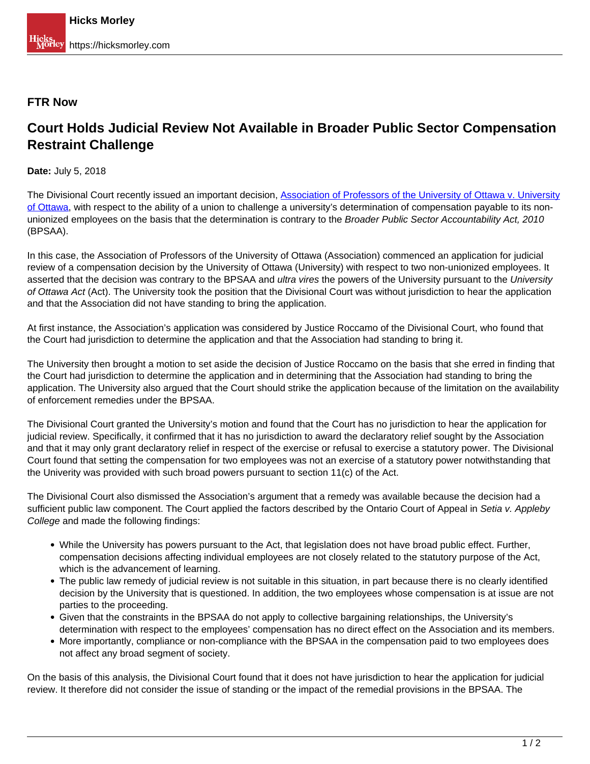**FTR Now**

# Court Holds Judicial Review Not Available in Broader Public Sector Compensation Restraint Challenge

**Date:** July 5, 2018

The Divisional Court recently issued an important decision, [Association of Professors of the University of Ottawa v. University of Ottawa](), with respect to the ability of a union to challenge a university's determination of compensation payable to its non-unionized employees on the basis that the determination is contrary to the *Broader Public Sector Accountability Act, 2010* (BPSAA).

In this case, the Association of Professors of the University of Ottawa (Association) commenced an application for judicial review of a compensation decision by the University of Ottawa (University) with respect to two non-unionized employees. It asserted that the decision was contrary to the BPSAA and *ultra vires* the powers of the University pursuant to the *University of Ottawa Act* (Act). The University took the position that the Divisional Court was without jurisdiction to hear the application and that the Association did not have standing to bring the application.

At first instance, the Association's application was considered by Justice Roccamo of the Divisional Court, who found that the Court had jurisdiction to determine the application and that the Association had standing to bring it.

The University then brought a motion to set aside the decision of Justice Roccamo on the basis that she erred in finding that the Court had jurisdiction to determine the application and in determining that the Association had standing to bring the application. The University also argued that the Court should strike the application because of the limitation on the availability of enforcement remedies under the BPSAA.

The Divisional Court granted the University's motion and found that the Court has no jurisdiction to hear the application for judicial review. Specifically, it confirmed that it has no jurisdiction to award the declaratory relief sought by the Association and that it may only grant declaratory relief in respect of the exercise or refusal to exercise a statutory power. The Divisional Court found that setting the compensation for two employees was not an exercise of a statutory power notwithstanding that the Univerity was provided with such broad powers pursuant to section 11(c) of the Act.

The Divisional Court also dismissed the Association's argument that a remedy was available because the decision had a sufficient public law component. The Court applied the factors described by the Ontario Court of Appeal in *Setia v. Appleby College* and made the following findings:

- While the University has powers pursuant to the Act, that legislation does not have broad public effect. Further, compensation decisions affecting individual employees are not closely related to the statutory purpose of the Act, which is the advancement of learning.
- The public law remedy of judicial review is not suitable in this situation, in part because there is no clearly identified decision by the University that is questioned. In addition, the two employees whose compensation is at issue are not parties to the proceeding.
- Given that the constraints in the BPSAA do not apply to collective bargaining relationships, the University's determination with respect to the employees' compensation has no direct effect on the Association and its members.
- More importantly, compliance or non-compliance with the BPSAA in the compensation paid to two employees does not affect any broad segment of society.

On the basis of this analysis, the Divisional Court found that it does not have jurisdiction to hear the application for judicial review. It therefore did not consider the issue of standing or the impact of the remedial provisions in the BPSAA. The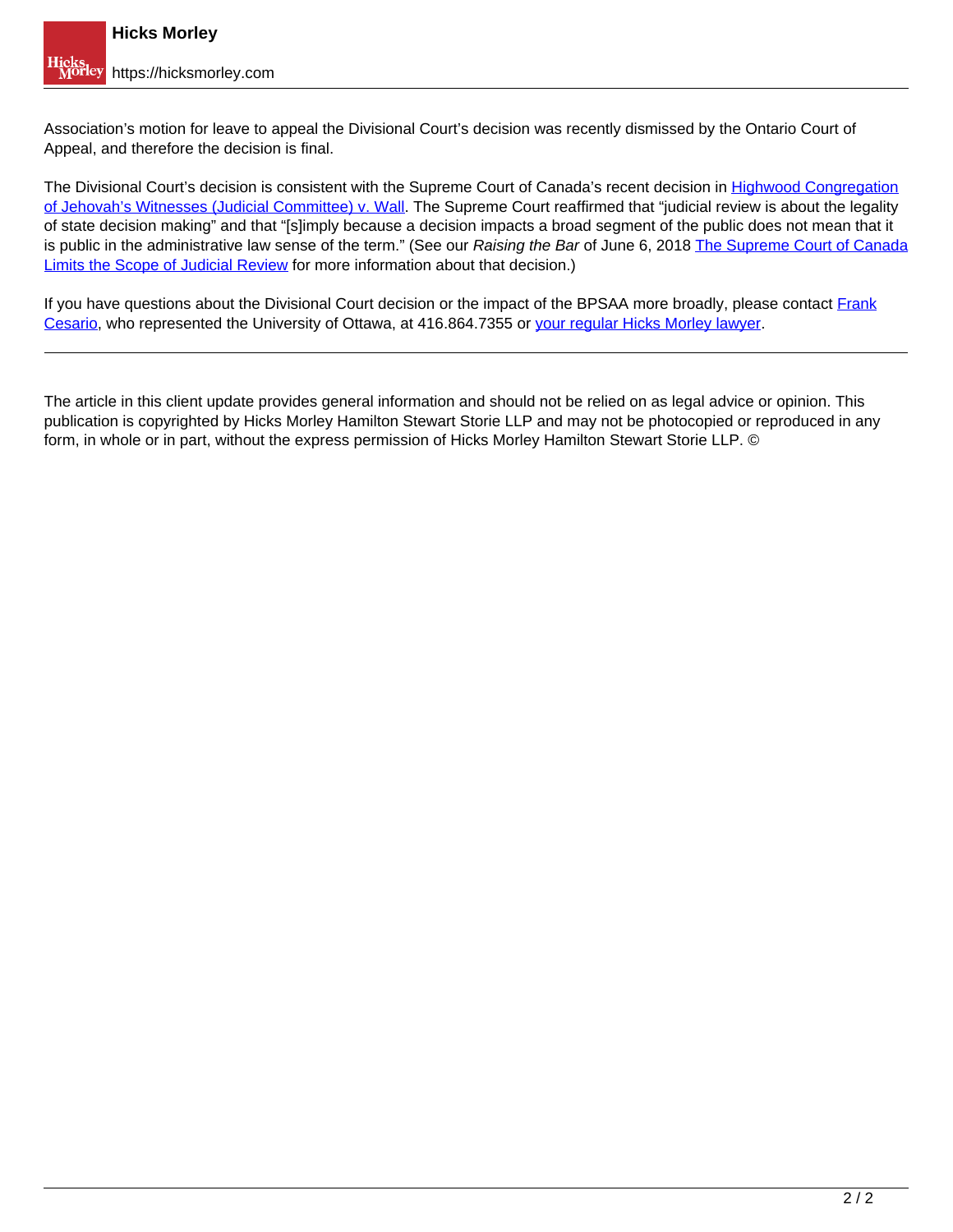Association's motion for leave to appeal the Divisional Court's decision was recently dismissed by the Ontario Court of Appeal, and therefore the decision is final.

The Divisional Court's decision is consistent with the Supreme Court of Canada's recent decision in [Highwood Congregation of Jehovah's Witnesses (Judicial Committee) v. Wall](). The Supreme Court reaffirmed that "judicial review is about the legality of state decision making" and that "[s]imply because a decision impacts a broad segment of the public does not mean that it is public in the administrative law sense of the term." (See our *Raising the Bar* of June 6, 2018 [The Supreme Court of Canada Limits the Scope of Judicial Review]() for more information about that decision.)

If you have questions about the Divisional Court decision or the impact of the BPSAA more broadly, please contact [Frank Cesario](), who represented the University of Ottawa, at 416.864.7355 or [your regular Hicks Morley lawyer]().

---

The article in this client update provides general information and should not be relied on as legal advice or opinion. This publication is copyrighted by Hicks Morley Hamilton Stewart Storie LLP and may not be photocopied or reproduced in any form, in whole or in part, without the express permission of Hicks Morley Hamilton Stewart Storie LLP. ©